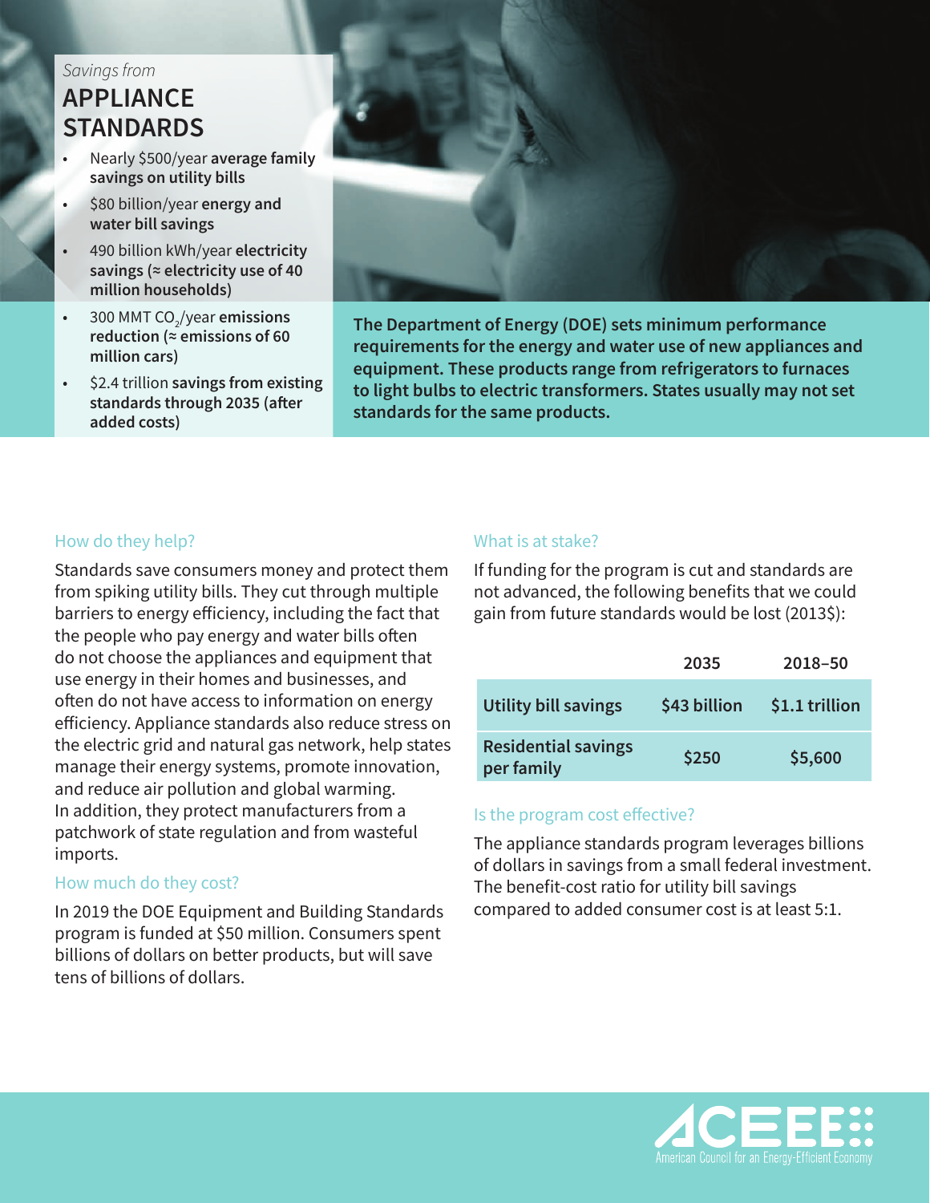*Savings from*

# APPLIANCE STANDARDS

- Nearly $500/year **average family savings on utility bills**
- $80 billion/year **energy and water bill savings**
- 490 billion kWh/year **electricity savings (≈ electricity use of 40 million households)**
- 300 MMT $CO_2$/year **emissions reduction (≈ emissions of 60 million cars)**
- $2.4 trillion **savings from existing standards through 2035 (after added costs)**

**The Department of Energy (DOE) sets minimum performance requirements for the energy and water use of new appliances and equipment. These products range from refrigerators to furnaces to light bulbs to electric transformers. States usually may not set standards for the same products.**

## How do they help?

Standards save consumers money and protect them from spiking utility bills. They cut through multiple barriers to energy efficiency, including the fact that the people who pay energy and water bills often do not choose the appliances and equipment that use energy in their homes and businesses, and often do not have access to information on energy efficiency. Appliance standards also reduce stress on the electric grid and natural gas network, help states manage their energy systems, promote innovation, and reduce air pollution and global warming. In addition, they protect manufacturers from a patchwork of state regulation and from wasteful imports.

## How much do they cost?

In 2019 the DOE Equipment and Building Standards program is funded at $50 million. Consumers spent billions of dollars on better products, but will save tens of billions of dollars.

## What is at stake?

If funding for the program is cut and standards are not advanced, the following benefits that we could gain from future standards would be lost (2013$):

| | 2035 | 2018–50 |
|---|---|---|
| **Utility bill savings** | **$43 billion** | **$1.1 trillion** |
| **Residential savings per family** | **$250** | **$5,600** |

## Is the program cost effective?

The appliance standards program leverages billions of dollars in savings from a small federal investment. The benefit-cost ratio for utility bill savings compared to added consumer cost is at least 5:1.

ACEEE
American Council for an Energy-Efficient Economy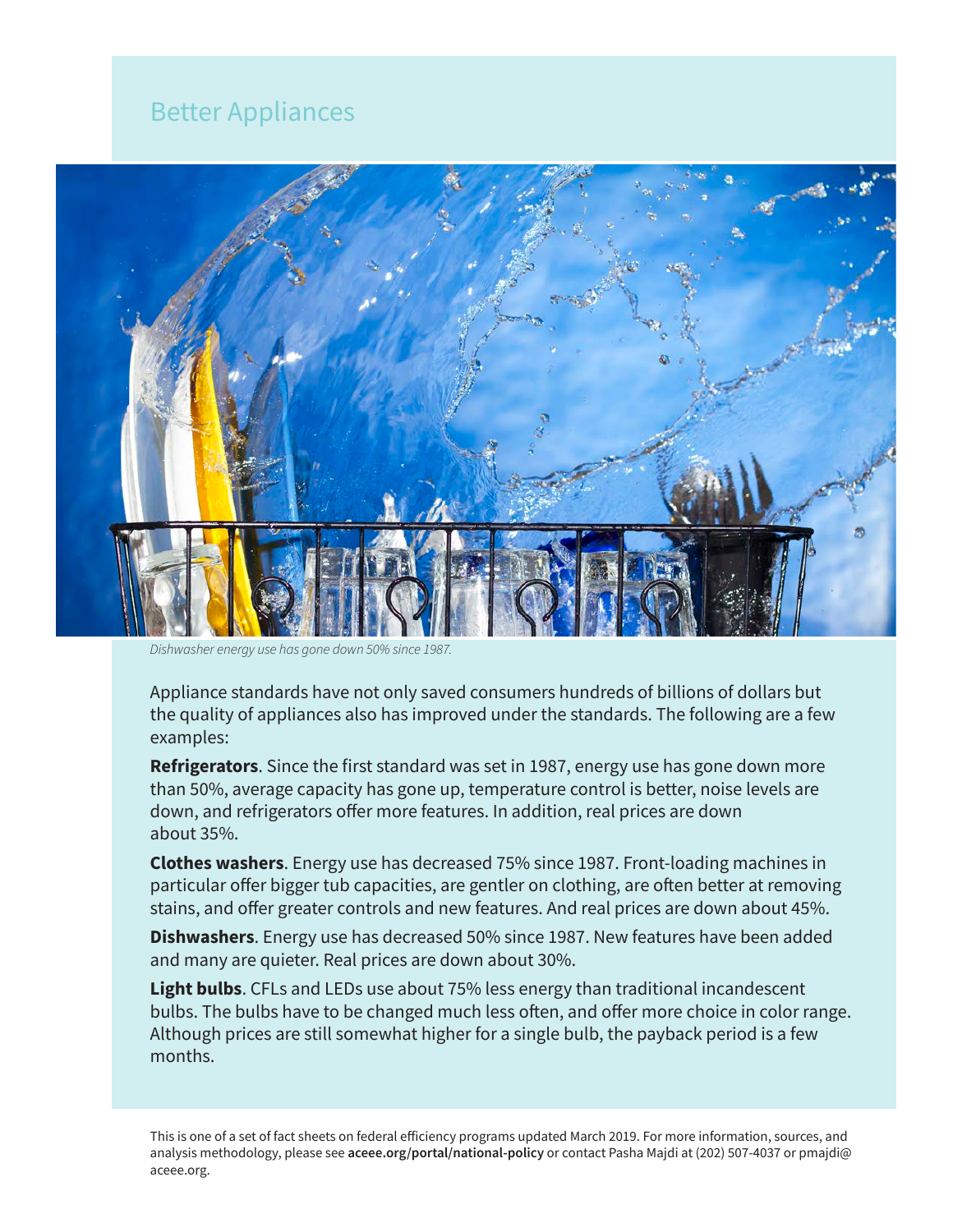## Better Appliances

*Dishwasher energy use has gone down 50% since 1987.*

Appliance standards have not only saved consumers hundreds of billions of dollars but the quality of appliances also has improved under the standards. The following are a few examples:

**Refrigerators**. Since the first standard was set in 1987, energy use has gone down more than 50%, average capacity has gone up, temperature control is better, noise levels are down, and refrigerators offer more features. In addition, real prices are down about 35%.

**Clothes washers**. Energy use has decreased 75% since 1987. Front-loading machines in particular offer bigger tub capacities, are gentler on clothing, are often better at removing stains, and offer greater controls and new features. And real prices are down about 45%.

**Dishwashers**. Energy use has decreased 50% since 1987. New features have been added and many are quieter. Real prices are down about 30%.

**Light bulbs**. CFLs and LEDs use about 75% less energy than traditional incandescent bulbs. The bulbs have to be changed much less often, and offer more choice in color range. Although prices are still somewhat higher for a single bulb, the payback period is a few months.

This is one of a set of fact sheets on federal efficiency programs updated March 2019. For more information, sources, and analysis methodology, please see **aceee.org/portal/national-policy** or contact Pasha Majdi at (202) 507-4037 or pmajdi@aceee.org.